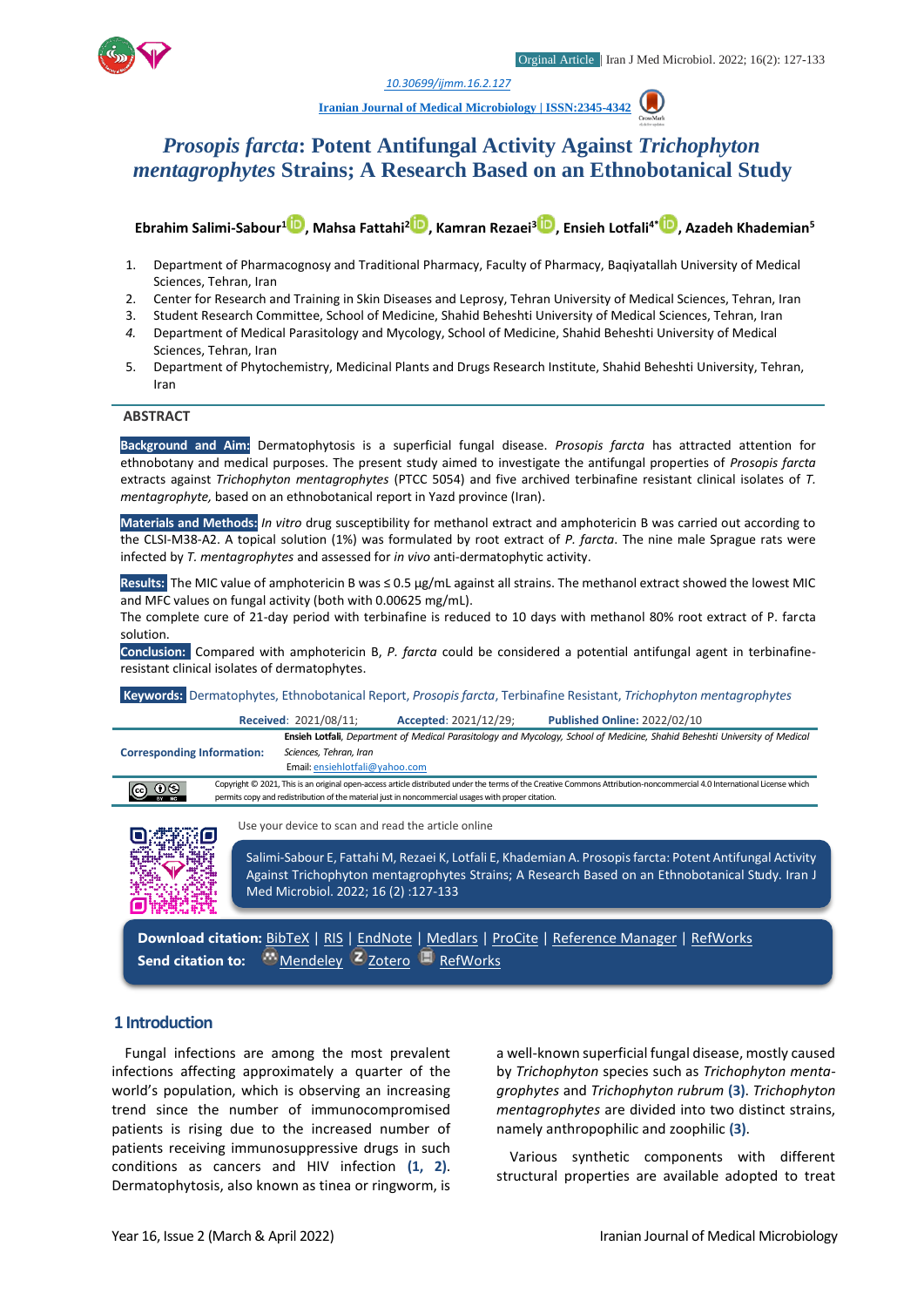Orginal Article | Iran J Med Microbiol. 2022; 16(2): 127-133

10.30699/ijmm.16.2.127

Iranian Journal of Medical Microbiology | ISSN:2345-4342

# *Prosopis farcta*: Potent Antifungal Activity Against *Trichophyton mentagrophytes* Strains; A Research Based on an Ethnobotanical Study

**Ebrahim Salimi-Sabour[1], Mahsa Fattahi[2], Kamran Rezaei[3], Ensieh Lotfali[4*], Azadeh Khademian[5]**

1. Department of Pharmacognosy and Traditional Pharmacy, Faculty of Pharmacy, Baqiyatallah University of Medical Sciences, Tehran, Iran
2. Center for Research and Training in Skin Diseases and Leprosy, Tehran University of Medical Sciences, Tehran, Iran
3. Student Research Committee, School of Medicine, Shahid Beheshti University of Medical Sciences, Tehran, Iran
4. Department of Medical Parasitology and Mycology, School of Medicine, Shahid Beheshti University of Medical Sciences, Tehran, Iran
5. Department of Phytochemistry, Medicinal Plants and Drugs Research Institute, Shahid Beheshti University, Tehran, Iran

## ABSTRACT

**Background and Aim:** Dermatophytosis is a superficial fungal disease. *Prosopis farcta* has attracted attention for ethnobotany and medical purposes. The present study aimed to investigate the antifungal properties of *Prosopis farcta* extracts against *Trichophyton mentagrophytes* (PTCC 5054) and five archived terbinafine resistant clinical isolates of *T. mentagrophyte,* based on an ethnobotanical report in Yazd province (Iran).

**Materials and Methods:** *In vitro* drug susceptibility for methanol extract and amphotericin B was carried out according to the CLSI-M38-A2. A topical solution (1%) was formulated by root extract of *P. farcta*. The nine male Sprague rats were infected by *T. mentagrophytes* and assessed for *in vivo* anti-dermatophytic activity.

**Results:** The MIC value of amphotericin B was ≤ 0.5 µg/mL against all strains. The methanol extract showed the lowest MIC and MFC values on fungal activity (both with 0.00625 mg/mL).

The complete cure of 21-day period with terbinafine is reduced to 10 days with methanol 80% root extract of P. farcta solution.

**Conclusion:** Compared with amphotericin B, *P. farcta* could be considered a potential antifungal agent in terbinafine-resistant clinical isolates of dermatophytes.

**Keywords:** Dermatophytes, Ethnobotanical Report, *Prosopis farcta*, Terbinafine Resistant, *Trichophyton mentagrophytes*

**Received**: 2021/08/11; **Accepted**: 2021/12/29; **Published Online:** 2022/02/10

**Corresponding Information:** **Ensieh Lotfali**, *Department of Medical Parasitology and Mycology, School of Medicine, Shahid Beheshti University of Medical Sciences, Tehran, Iran*
Email: ensiehlotfali@yahoo.com

Copyright © 2021, This is an original open-access article distributed under the terms of the Creative Commons Attribution-noncommercial 4.0 International License which permits copy and redistribution of the material just in noncommercial usages with proper citation.

Use your device to scan and read the article online

Salimi-Sabour E, Fattahi M, Rezaei K, Lotfali E, Khademian A. Prosopis farcta: Potent Antifungal Activity Against Trichophyton mentagrophytes Strains; A Research Based on an Ethnobotanical Study. Iran J Med Microbiol. 2022; 16 (2) :127-133

**Download citation:** BibTeX | RIS | EndNote | Medlars | ProCite | Reference Manager | RefWorks
**Send citation to:** Mendeley | Zotero | RefWorks

## 1 Introduction

Fungal infections are among the most prevalent infections affecting approximately a quarter of the world's population, which is observing an increasing trend since the number of immunocompromised patients is rising due to the increased number of patients receiving immunosuppressive drugs in such conditions as cancers and HIV infection **(1, 2)**. Dermatophytosis, also known as tinea or ringworm, is a well-known superficial fungal disease, mostly caused by *Trichophyton* species such as *Trichophyton mentagrophytes* and *Trichophyton rubrum* **(3)**. *Trichophyton mentagrophytes* are divided into two distinct strains, namely anthropophilic and zoophilic **(3)**.

Various synthetic components with different structural properties are available adopted to treat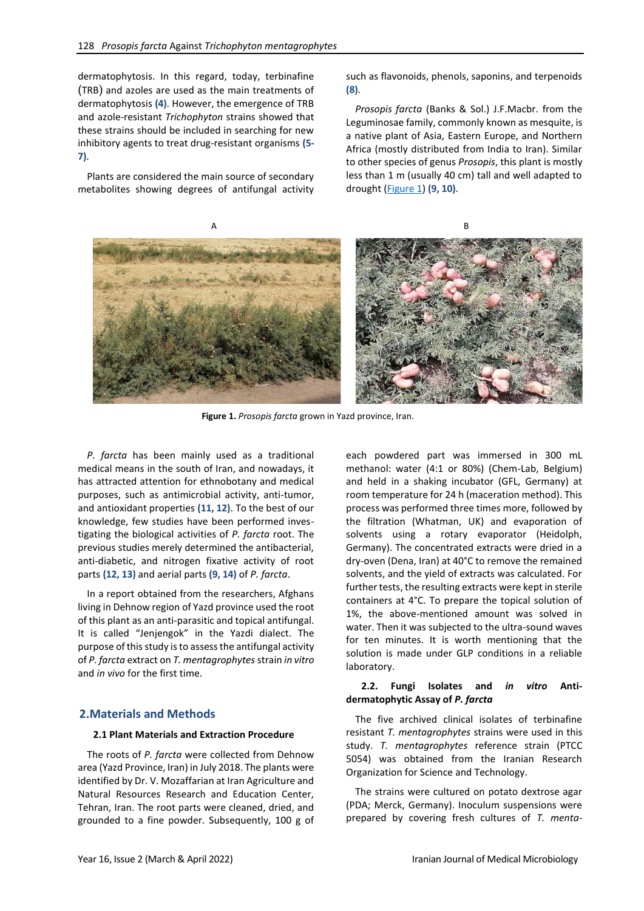dermatophytosis. In this regard, today, terbinafine (TRB) and azoles are used as the main treatments of dermatophytosis **(4)**. However, the emergence of TRB and azole-resistant *Trichophyton* strains showed that these strains should be included in searching for new inhibitory agents to treat drug-resistant organisms **(5-7)**.

Plants are considered the main source of secondary metabolites showing degrees of antifungal activity such as flavonoids, phenols, saponins, and terpenoids **(8)**.

*Prosopis farcta* (Banks & Sol.) J.F.Macbr. from the Leguminosae family, commonly known as mesquite, is a native plant of Asia, Eastern Europe, and Northern Africa (mostly distributed from India to Iran). Similar to other species of genus *Prosopis*, this plant is mostly less than 1 m (usually 40 cm) tall and well adapted to drought (Figure 1) **(9, 10)**.

**Figure 1.** *Prosopis farcta* grown in Yazd province, Iran.

*P. farcta* has been mainly used as a traditional medical means in the south of Iran, and nowadays, it has attracted attention for ethnobotany and medical purposes, such as antimicrobial activity, anti-tumor, and antioxidant properties **(11, 12)**. To the best of our knowledge, few studies have been performed investigating the biological activities of *P. farcta* root. The previous studies merely determined the antibacterial, anti-diabetic, and nitrogen fixative activity of root parts **(12, 13)** and aerial parts **(9, 14)** of *P. farcta*.

In a report obtained from the researchers, Afghans living in Dehnow region of Yazd province used the root of this plant as an anti-parasitic and topical antifungal. It is called "Jenjengok" in the Yazdi dialect. The purpose of this study is to assess the antifungal activity of *P. farcta* extract on *T. mentagrophytes* strain *in vitro* and *in vivo* for the first time.

## 2. Materials and Methods

### 2.1 Plant Materials and Extraction Procedure

The roots of *P. farcta* were collected from Dehnow area (Yazd Province, Iran) in July 2018. The plants were identified by Dr. V. Mozaffarian at Iran Agriculture and Natural Resources Research and Education Center, Tehran, Iran. The root parts were cleaned, dried, and grounded to a fine powder. Subsequently, 100 g of each powdered part was immersed in 300 mL methanol: water (4:1 or 80%) (Chem-Lab, Belgium) and held in a shaking incubator (GFL, Germany) at room temperature for 24 h (maceration method). This process was performed three times more, followed by the filtration (Whatman, UK) and evaporation of solvents using a rotary evaporator (Heidolph, Germany). The concentrated extracts were dried in a dry-oven (Dena, Iran) at 40°C to remove the remained solvents, and the yield of extracts was calculated. For further tests, the resulting extracts were kept in sterile containers at 4°C. To prepare the topical solution of 1%, the above-mentioned amount was solved in water. Then it was subjected to the ultra-sound waves for ten minutes. It is worth mentioning that the solution is made under GLP conditions in a reliable laboratory.

### 2.2. Fungi Isolates and *in vitro* Anti-dermatophytic Assay of *P. farcta*

The five archived clinical isolates of terbinafine resistant *T. mentagrophytes* strains were used in this study. *T. mentagrophytes* reference strain (PTCC 5054) was obtained from the Iranian Research Organization for Science and Technology.

The strains were cultured on potato dextrose agar (PDA; Merck, Germany). Inoculum suspensions were prepared by covering fresh cultures of *T. menta-*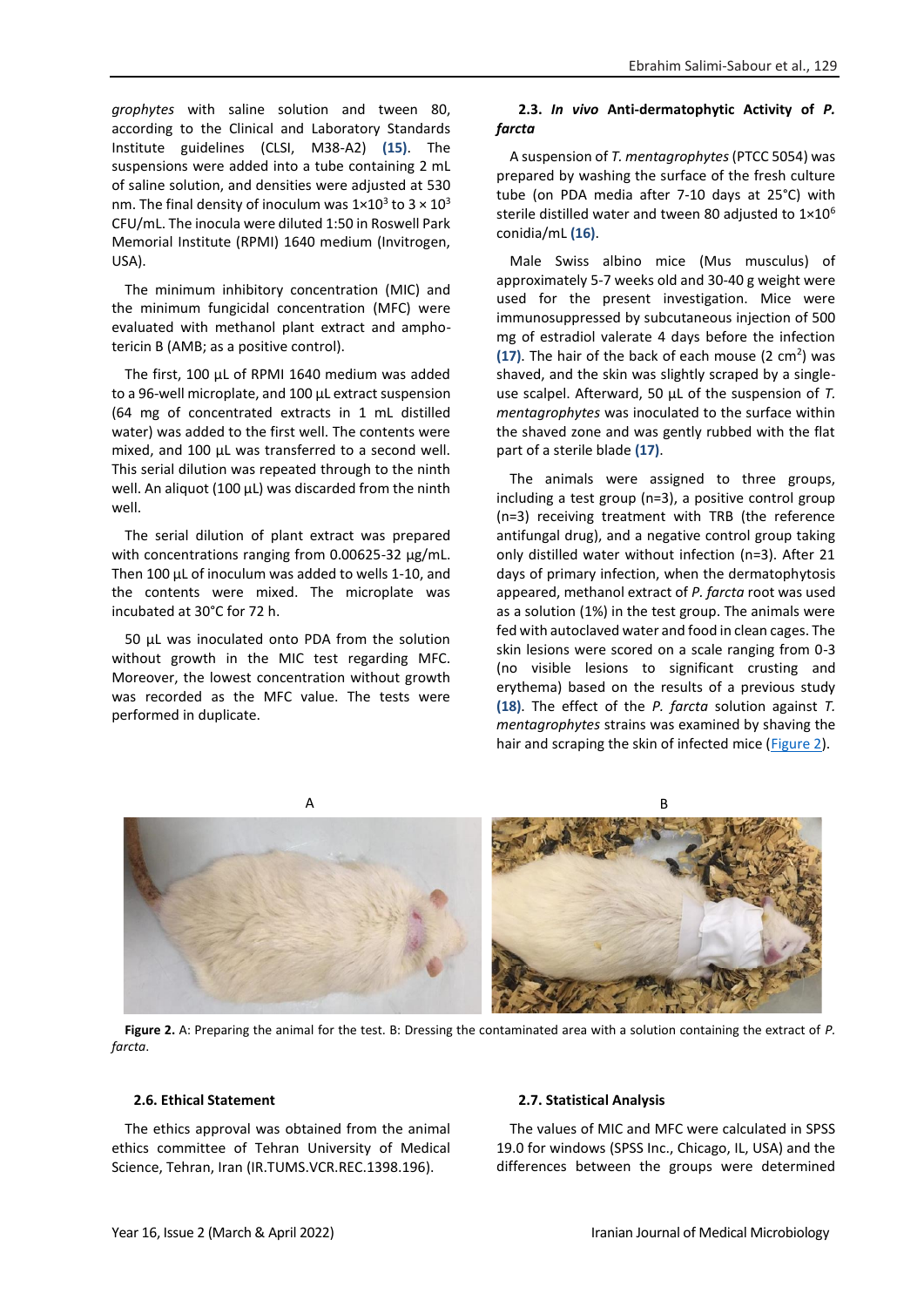*grophytes* with saline solution and tween 80, according to the Clinical and Laboratory Standards Institute guidelines (CLSI, M38-A2) **(15)**. The suspensions were added into a tube containing 2 mL of saline solution, and densities were adjusted at 530 nm. The final density of inoculum was $1\times10^3$ to $3\times10^3$ CFU/mL. The inocula were diluted 1:50 in Roswell Park Memorial Institute (RPMI) 1640 medium (Invitrogen, USA).

The minimum inhibitory concentration (MIC) and the minimum fungicidal concentration (MFC) were evaluated with methanol plant extract and amphotericin B (AMB; as a positive control).

The first, 100 µL of RPMI 1640 medium was added to a 96-well microplate, and 100 µL extract suspension (64 mg of concentrated extracts in 1 mL distilled water) was added to the first well. The contents were mixed, and 100 µL was transferred to a second well. This serial dilution was repeated through to the ninth well. An aliquot (100 µL) was discarded from the ninth well.

The serial dilution of plant extract was prepared with concentrations ranging from 0.00625-32 µg/mL. Then 100 µL of inoculum was added to wells 1-10, and the contents were mixed. The microplate was incubated at 30°C for 72 h.

50 µL was inoculated onto PDA from the solution without growth in the MIC test regarding MFC. Moreover, the lowest concentration without growth was recorded as the MFC value. The tests were performed in duplicate.

### 2.3. *In vivo* Anti-dermatophytic Activity of *P. farcta*

A suspension of *T. mentagrophytes* (PTCC 5054) was prepared by washing the surface of the fresh culture tube (on PDA media after 7-10 days at 25°C) with sterile distilled water and tween 80 adjusted to $1\times10^6$ conidia/mL **(16)**.

Male Swiss albino mice (Mus musculus) of approximately 5-7 weeks old and 30-40 g weight were used for the present investigation. Mice were immunosuppressed by subcutaneous injection of 500 mg of estradiol valerate 4 days before the infection **(17)**. The hair of the back of each mouse (2 $cm^2$) was shaved, and the skin was slightly scraped by a single-use scalpel. Afterward, 50 µL of the suspension of *T. mentagrophytes* was inoculated to the surface within the shaved zone and was gently rubbed with the flat part of a sterile blade **(17)**.

The animals were assigned to three groups, including a test group (n=3), a positive control group (n=3) receiving treatment with TRB (the reference antifungal drug), and a negative control group taking only distilled water without infection (n=3). After 21 days of primary infection, when the dermatophytosis appeared, methanol extract of *P. farcta* root was used as a solution (1%) in the test group. The animals were fed with autoclaved water and food in clean cages. The skin lesions were scored on a scale ranging from 0-3 (no visible lesions to significant crusting and erythema) based on the results of a previous study **(18)**. The effect of the *P. farcta* solution against *T. mentagrophytes* strains was examined by shaving the hair and scraping the skin of infected mice (Figure 2).

A B

**Figure 2.** A: Preparing the animal for the test. B: Dressing the contaminated area with a solution containing the extract of *P. farcta*.

### 2.6. Ethical Statement

The ethics approval was obtained from the animal ethics committee of Tehran University of Medical Science, Tehran, Iran (IR.TUMS.VCR.REC.1398.196).

### 2.7. Statistical Analysis

The values of MIC and MFC were calculated in SPSS 19.0 for windows (SPSS Inc., Chicago, IL, USA) and the differences between the groups were determined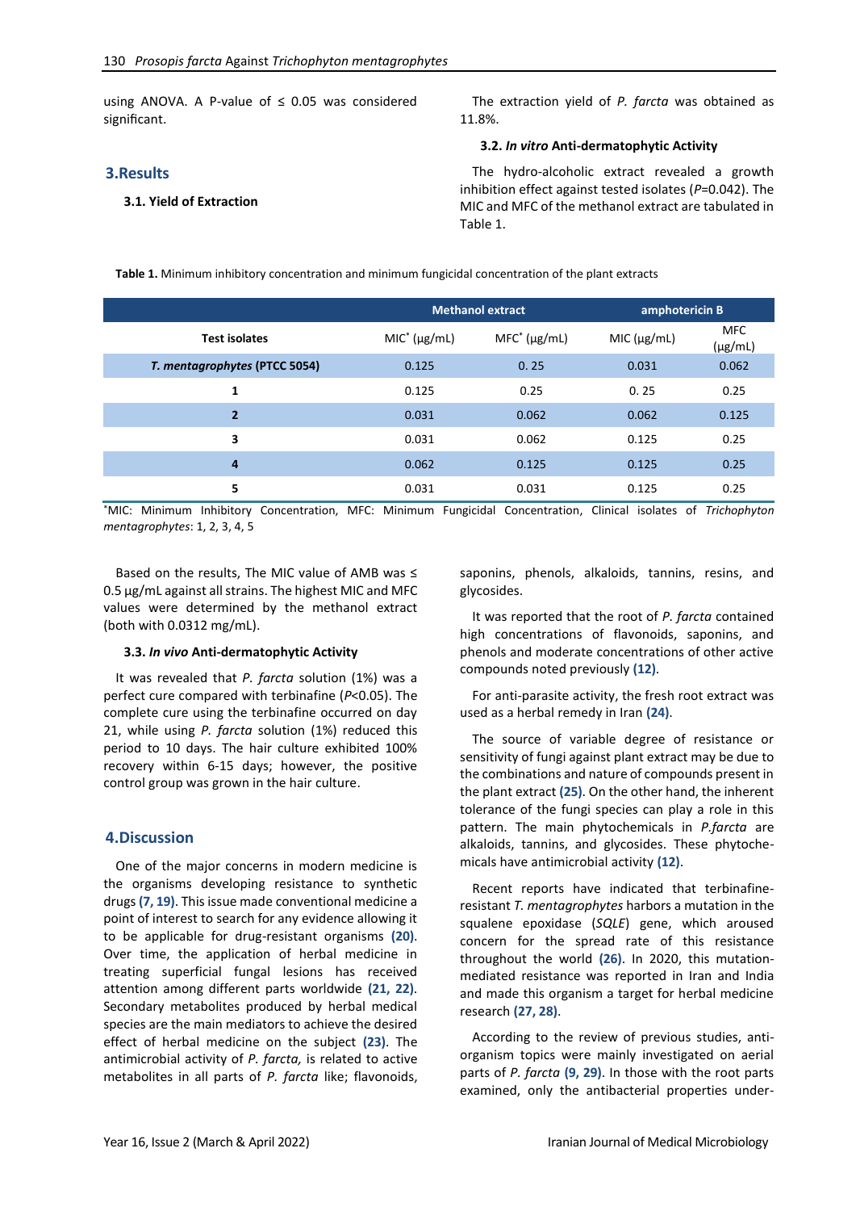using ANOVA. A P-value of ≤ 0.05 was considered significant.

## 3.Results

### 3.1. Yield of Extraction

The extraction yield of *P. farcta* was obtained as 11.8%.

### 3.2. *In vitro* Anti-dermatophytic Activity

The hydro-alcoholic extract revealed a growth inhibition effect against tested isolates (*P*=0.042). The MIC and MFC of the methanol extract are tabulated in Table 1.

**Table 1.** Minimum inhibitory concentration and minimum fungicidal concentration of the plant extracts

| | Methanol extract | | amphotericin B | |
|---|---|---|---|---|
| Test isolates | MIC* (µg/mL) | MFC* (µg/mL) | MIC (µg/mL) | MFC (µg/mL) |
| ***T. mentagrophytes* (PTCC 5054)** | 0.125 | 0. 25 | 0.031 | 0.062 |
| **1** | 0.125 | 0.25 | 0. 25 | 0.25 |
| **2** | 0.031 | 0.062 | 0.062 | 0.125 |
| **3** | 0.031 | 0.062 | 0.125 | 0.25 |
| **4** | 0.062 | 0.125 | 0.125 | 0.25 |
| **5** | 0.031 | 0.031 | 0.125 | 0.25 |

*MIC: Minimum Inhibitory Concentration, MFC: Minimum Fungicidal Concentration, Clinical isolates of *Trichophyton mentagrophytes*: 1, 2, 3, 4, 5

Based on the results, The MIC value of AMB was ≤ 0.5 µg/mL against all strains. The highest MIC and MFC values were determined by the methanol extract (both with 0.0312 mg/mL).

### 3.3. *In vivo* Anti-dermatophytic Activity

It was revealed that *P. farcta* solution (1%) was a perfect cure compared with terbinafine (*P*<0.05). The complete cure using the terbinafine occurred on day 21, while using *P. farcta* solution (1%) reduced this period to 10 days. The hair culture exhibited 100% recovery within 6-15 days; however, the positive control group was grown in the hair culture.

## 4.Discussion

One of the major concerns in modern medicine is the organisms developing resistance to synthetic drugs **(7, 19)**. This issue made conventional medicine a point of interest to search for any evidence allowing it to be applicable for drug-resistant organisms **(20)**. Over time, the application of herbal medicine in treating superficial fungal lesions has received attention among different parts worldwide **(21, 22)**. Secondary metabolites produced by herbal medical species are the main mediators to achieve the desired effect of herbal medicine on the subject **(23)**. The antimicrobial activity of *P. farcta,* is related to active metabolites in all parts of *P. farcta* like; flavonoids, saponins, phenols, alkaloids, tannins, resins, and glycosides.

It was reported that the root of *P. farcta* contained high concentrations of flavonoids, saponins, and phenols and moderate concentrations of other active compounds noted previously **(12)**.

For anti-parasite activity, the fresh root extract was used as a herbal remedy in Iran **(24)**.

The source of variable degree of resistance or sensitivity of fungi against plant extract may be due to the combinations and nature of compounds present in the plant extract **(25)**. On the other hand, the inherent tolerance of the fungi species can play a role in this pattern. The main phytochemicals in *P.farcta* are alkaloids, tannins, and glycosides. These phytochemicals have antimicrobial activity **(12)**.

Recent reports have indicated that terbinafine-resistant *T. mentagrophytes* harbors a mutation in the squalene epoxidase (*SQLE*) gene, which aroused concern for the spread rate of this resistance throughout the world **(26)**. In 2020, this mutation-mediated resistance was reported in Iran and India and made this organism a target for herbal medicine research **(27, 28)**.

According to the review of previous studies, anti-organism topics were mainly investigated on aerial parts of *P. farcta* **(9, 29)**. In those with the root parts examined, only the antibacterial properties under-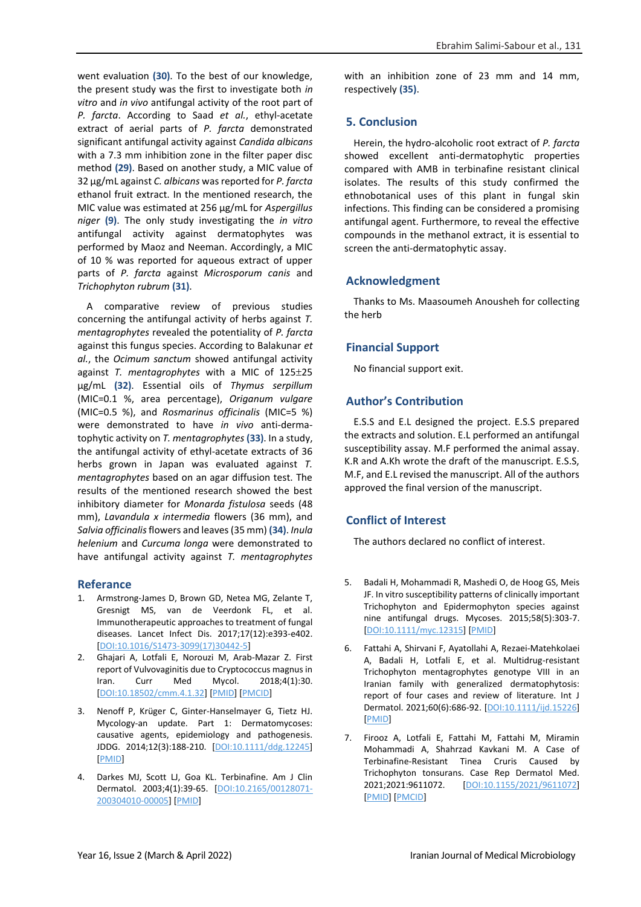went evaluation **(30)**. To the best of our knowledge, the present study was the first to investigate both *in vitro* and *in vivo* antifungal activity of the root part of *P. farcta*. According to Saad *et al.*, ethyl-acetate extract of aerial parts of *P. farcta* demonstrated significant antifungal activity against *Candida albicans* with a 7.3 mm inhibition zone in the filter paper disc method **(29)**. Based on another study, a MIC value of 32 µg/mL against *C. albicans* was reported for *P. farcta* ethanol fruit extract. In the mentioned research, the MIC value was estimated at 256 µg/mL for *Aspergillus niger* **(9)**. The only study investigating the *in vitro* antifungal activity against dermatophytes was performed by Maoz and Neeman. Accordingly, a MIC of 10 % was reported for aqueous extract of upper parts of *P. farcta* against *Microsporum canis* and *Trichophyton rubrum* **(31)**.

A comparative review of previous studies concerning the antifungal activity of herbs against *T. mentagrophytes* revealed the potentiality of *P. farcta* against this fungus species. According to Balakunar *et al.*, the *Ocimum sanctum* showed antifungal activity against *T. mentagrophytes* with a MIC of 125±25 µg/mL **(32)**. Essential oils of *Thymus serpillum* (MIC=0.1 %, area percentage), *Origanum vulgare* (MIC=0.5 %), and *Rosmarinus officinalis* (MIC=5 %) were demonstrated to have *in vivo* anti-dermatophytic activity on *T. mentagrophytes* **(33)**. In a study, the antifungal activity of ethyl-acetate extracts of 36 herbs grown in Japan was evaluated against *T. mentagrophytes* based on an agar diffusion test. The results of the mentioned research showed the best inhibitory diameter for *Monarda fistulosa* seeds (48 mm), *Lavandula x intermedia* flowers (36 mm), and *Salvia officinalis* flowers and leaves (35 mm) **(34)**. *Inula helenium* and *Curcuma longa* were demonstrated to have antifungal activity against *T. mentagrophytes* with an inhibition zone of 23 mm and 14 mm, respectively **(35)**.

## 5. Conclusion

Herein, the hydro-alcoholic root extract of *P. farcta* showed excellent anti-dermatophytic properties compared with AMB in terbinafine resistant clinical isolates. The results of this study confirmed the ethnobotanical uses of this plant in fungal skin infections. This finding can be considered a promising antifungal agent. Furthermore, to reveal the effective compounds in the methanol extract, it is essential to screen the anti-dermatophytic assay.

## Acknowledgment

Thanks to Ms. Maasoumeh Anousheh for collecting the herb

## Financial Support

No financial support exit.

## Author's Contribution

E.S.S and E.L designed the project. E.S.S prepared the extracts and solution. E.L performed an antifungal susceptibility assay. M.F performed the animal assay. K.R and A.Kh wrote the draft of the manuscript. E.S.S, M.F, and E.L revised the manuscript. All of the authors approved the final version of the manuscript.

## Conflict of Interest

The authors declared no conflict of interest.

## Referance

1. Armstrong-James D, Brown GD, Netea MG, Zelante T, Gresnigt MS, van de Veerdonk FL, et al. Immunotherapeutic approaches to treatment of fungal diseases. Lancet Infect Dis. 2017;17(12):e393-e402. [DOI:10.1016/S1473-3099(17)30442-5]
2. Ghajari A, Lotfali E, Norouzi M, Arab-Mazar Z. First report of Vulvovaginitis due to Cryptococcus magnus in Iran. Curr Med Mycol. 2018;4(1):30. [DOI:10.18502/cmm.4.1.32] [PMID] [PMCID]
3. Nenoff P, Krüger C, Ginter-Hanselmayer G, Tietz HJ. Mycology-an update. Part 1: Dermatomycoses: causative agents, epidemiology and pathogenesis. JDDG. 2014;12(3):188-210. [DOI:10.1111/ddg.12245] [PMID]
4. Darkes MJ, Scott LJ, Goa KL. Terbinafine. Am J Clin Dermatol. 2003;4(1):39-65. [DOI:10.2165/00128071-200304010-00005] [PMID]
5. Badali H, Mohammadi R, Mashedi O, de Hoog GS, Meis JF. In vitro susceptibility patterns of clinically important Trichophyton and Epidermophyton species against nine antifungal drugs. Mycoses. 2015;58(5):303-7. [DOI:10.1111/myc.12315] [PMID]
6. Fattahi A, Shirvani F, Ayatollahi A, Rezaei-Matehkolaei A, Badali H, Lotfali E, et al. Multidrug-resistant Trichophyton mentagrophytes genotype VIII in an Iranian family with generalized dermatophytosis: report of four cases and review of literature. Int J Dermatol. 2021;60(6):686-92. [DOI:10.1111/ijd.15226] [PMID]
7. Firooz A, Lotfali E, Fattahi M, Fattahi M, Miramin Mohammadi A, Shahrzad Kavkani M. A Case of Terbinafine-Resistant Tinea Cruris Caused by Trichophyton tonsurans. Case Rep Dermatol Med. 2021;2021:9611072. [DOI:10.1155/2021/9611072] [PMID] [PMCID]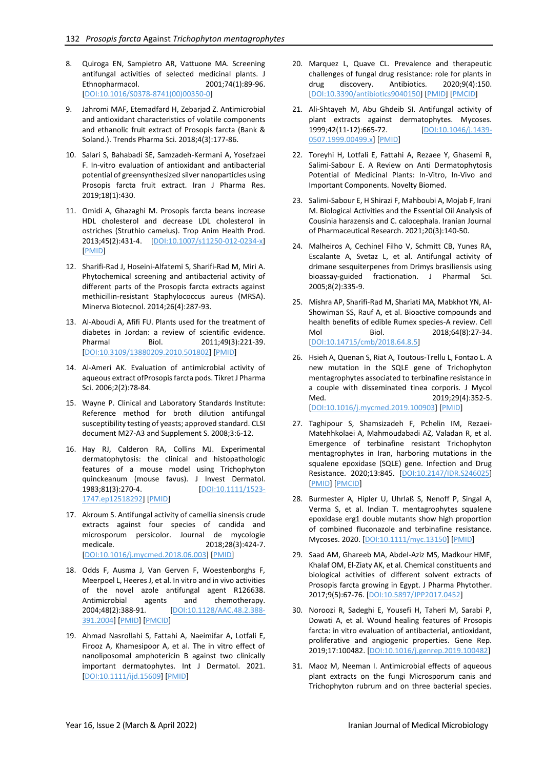8. Quiroga EN, Sampietro AR, Vattuone MA. Screening antifungal activities of selected medicinal plants. J Ethnopharmacol. 2001;74(1):89-96. [DOI:10.1016/S0378-8741(00)00350-0]

9. Jahromi MAF, Etemadfard H, Zebarjad Z. Antimicrobial and antioxidant characteristics of volatile components and ethanolic fruit extract of Prosopis farcta (Bank & Soland.). Trends Pharma Sci. 2018;4(3):177-86.

10. Salari S, Bahabadi SE, Samzadeh-Kermani A, Yosefzaei F. In-vitro evaluation of antioxidant and antibacterial potential of greensynthesized silver nanoparticles using Prosopis farcta fruit extract. Iran J Pharma Res. 2019;18(1):430.

11. Omidi A, Ghazaghi M. Prosopis farcta beans increase HDL cholesterol and decrease LDL cholesterol in ostriches (Struthio camelus). Trop Anim Health Prod. 2013;45(2):431-4. [DOI:10.1007/s11250-012-0234-x] [PMID]

12. Sharifi-Rad J, Hoseini-Alfatemi S, Sharifi-Rad M, Miri A. Phytochemical screening and antibacterial activity of different parts of the Prosopis farcta extracts against methicillin-resistant Staphylococcus aureus (MRSA). Minerva Biotecnol. 2014;26(4):287-93.

13. Al-Aboudi A, Afifi FU. Plants used for the treatment of diabetes in Jordan: a review of scientific evidence. Pharmal Biol. 2011;49(3):221-39. [DOI:10.3109/13880209.2010.501802] [PMID]

14. Al-Ameri AK. Evaluation of antimicrobial activity of aqueous extract ofProsopis farcta pods. Tikret J Pharma Sci. 2006;2(2):78-84.

15. Wayne P. Clinical and Laboratory Standards Institute: Reference method for broth dilution antifungal susceptibility testing of yeasts; approved standard. CLSI document M27-A3 and Supplement S. 2008;3:6-12.

16. Hay RJ, Calderon RA, Collins MJ. Experimental dermatophytosis: the clinical and histopathologic features of a mouse model using Trichophyton quinckeanum (mouse favus). J Invest Dermatol. 1983;81(3):270-4. [DOI:10.1111/1523-1747.ep12518292] [PMID]

17. Akroum S. Antifungal activity of camellia sinensis crude extracts against four species of candida and microsporum persicolor. Journal de mycologie medicale. 2018;28(3):424-7. [DOI:10.1016/j.mycmed.2018.06.003] [PMID]

18. Odds F, Ausma J, Van Gerven F, Woestenborghs F, Meerpoel L, Heeres J, et al. In vitro and in vivo activities of the novel azole antifungal agent R126638. Antimicrobial agents and chemotherapy. 2004;48(2):388-91. [DOI:10.1128/AAC.48.2.388-391.2004] [PMID] [PMCID]

19. Ahmad Nasrollahi S, Fattahi A, Naeimifar A, Lotfali E, Firooz A, Khamesipoor A, et al. The in vitro effect of nanoliposomal amphotericin B against two clinically important dermatophytes. Int J Dermatol. 2021. [DOI:10.1111/ijd.15609] [PMID]

20. Marquez L, Quave CL. Prevalence and therapeutic challenges of fungal drug resistance: role for plants in drug discovery. Antibiotics. 2020;9(4):150. [DOI:10.3390/antibiotics9040150] [PMID] [PMCID]

21. Ali-Shtayeh M, Abu Ghdeib SI. Antifungal activity of plant extracts against dermatophytes. Mycoses. 1999;42(11-12):665-72. [DOI:10.1046/j.1439-0507.1999.00499.x] [PMID]

22. Toreyhi H, Lotfali E, Fattahi A, Rezaee Y, Ghasemi R, Salimi-Sabour E. A Review on Anti Dermatophytosis Potential of Medicinal Plants: In-Vitro, In-Vivo and Important Components. Novelty Biomed.

23. Salimi-Sabour E, H Shirazi F, Mahboubi A, Mojab F, Irani M. Biological Activities and the Essential Oil Analysis of Cousinia harazensis and C. calocephala. Iranian Journal of Pharmaceutical Research. 2021;20(3):140-50.

24. Malheiros A, Cechinel Filho V, Schmitt CB, Yunes RA, Escalante A, Svetaz L, et al. Antifungal activity of drimane sesquiterpenes from Drimys brasiliensis using bioassay-guided fractionation. J Pharmal Sci. 2005;8(2):335-9.

25. Mishra AP, Sharifi-Rad M, Shariati MA, Mabkhot YN, Al-Showiman SS, Rauf A, et al. Bioactive compounds and health benefits of edible Rumex species-A review. Cell Mol Biol. 2018;64(8):27-34. [DOI:10.14715/cmb/2018.64.8.5]

26. Hsieh A, Quenan S, Riat A, Toutous-Trellu L, Fontao L. A new mutation in the SQLE gene of Trichophyton mentagrophytes associated to terbinafine resistance in a couple with disseminated tinea corporis. J Mycol Med. 2019;29(4):352-5. [DOI:10.1016/j.mycmed.2019.100903] [PMID]

27. Taghipour S, Shamsizadeh F, Pchelin IM, Rezaei-Matehhkolaei A, Mahmoudabadi AZ, Valadan R, et al. Emergence of terbinafine resistant Trichophyton mentagrophytes in Iran, harboring mutations in the squalene epoxidase (SQLE) gene. Infection and Drug Resistance. 2020;13:845. [DOI:10.2147/IDR.S246025] [PMID] [PMCID]

28. Burmester A, Hipler U, Uhrlaß S, Nenoff P, Singal A, Verma S, et al. Indian T. mentagrophytes squalene epoxidase erg1 double mutants show high proportion of combined fluconazole and terbinafine resistance. Mycoses. 2020. [DOI:10.1111/myc.13150] [PMID]

29. Saad AM, Ghareeb MA, Abdel-Aziz MS, Madkour HMF, Khalaf OM, El-Ziaty AK, et al. Chemical constituents and biological activities of different solvent extracts of Prosopis farcta growing in Egypt. J Pharma Phytother. 2017;9(5):67-76. [DOI:10.5897/JPP2017.0452]

30. Noroozi R, Sadeghi E, Yousefi H, Taheri M, Sarabi P, Dowati A, et al. Wound healing features of Prosopis farcta: in vitro evaluation of antibacterial, antioxidant, proliferative and angiogenic properties. Gene Rep. 2019;17:100482. [DOI:10.1016/j.genrep.2019.100482]

31. Maoz M, Neeman I. Antimicrobial effects of aqueous plant extracts on the fungi Microsporum canis and Trichophyton rubrum and on three bacterial species.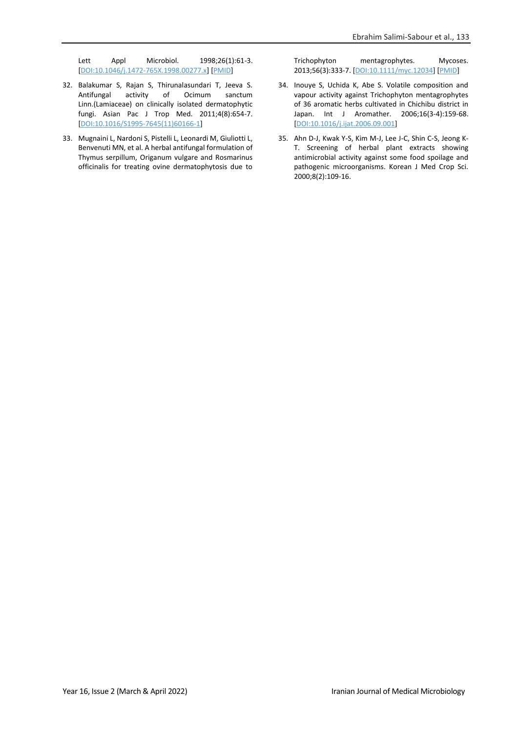Lett Appl Microbiol. 1998;26(1):61-3. [DOI:10.1046/j.1472-765X.1998.00277.x] [PMID]

32. Balakumar S, Rajan S, Thirunalasundari T, Jeeva S. Antifungal activity of Ocimum sanctum Linn.(Lamiaceae) on clinically isolated dermatophytic fungi. Asian Pac J Trop Med. 2011;4(8):654-7. [DOI:10.1016/S1995-7645(11)60166-1]

33. Mugnaini L, Nardoni S, Pistelli L, Leonardi M, Giuliotti L, Benvenuti MN, et al. A herbal antifungal formulation of Thymus serpillum, Origanum vulgare and Rosmarinus officinalis for treating ovine dermatophytosis due to Trichophyton mentagrophytes. Mycoses. 2013;56(3):333-7. [DOI:10.1111/myc.12034] [PMID]

34. Inouye S, Uchida K, Abe S. Volatile composition and vapour activity against Trichophyton mentagrophytes of 36 aromatic herbs cultivated in Chichibu district in Japan. Int J Aromather. 2006;16(3-4):159-68. [DOI:10.1016/j.ijat.2006.09.001]

35. Ahn D-J, Kwak Y-S, Kim M-J, Lee J-C, Shin C-S, Jeong K-T. Screening of herbal plant extracts showing antimicrobial activity against some food spoilage and pathogenic microorganisms. Korean J Med Crop Sci. 2000;8(2):109-16.